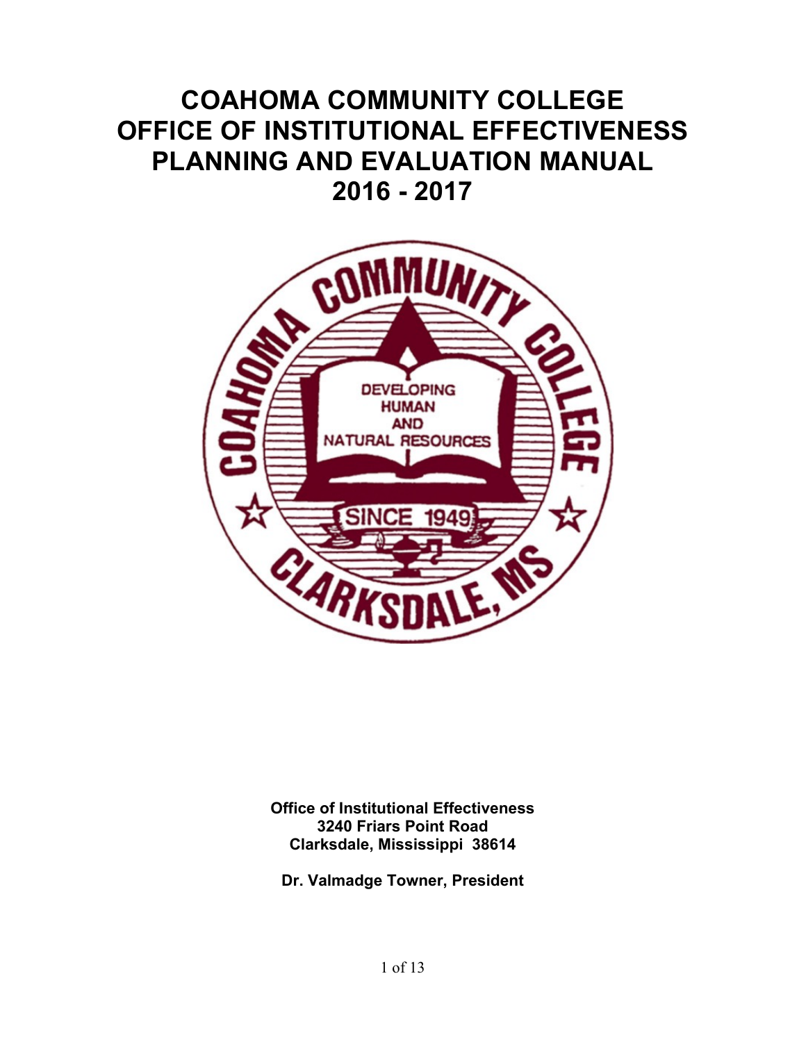# COAHOMA COMMUNITY COLLEGE
# OFFICE OF INSTITUTIONAL EFFECTIVENESS
# PLANNING AND EVALUATION MANUAL
# 2016 - 2017

**Office of Institutional Effectiveness**
**3240 Friars Point Road**
**Clarksdale, Mississippi 38614**

**Dr. Valmadge Towner, President**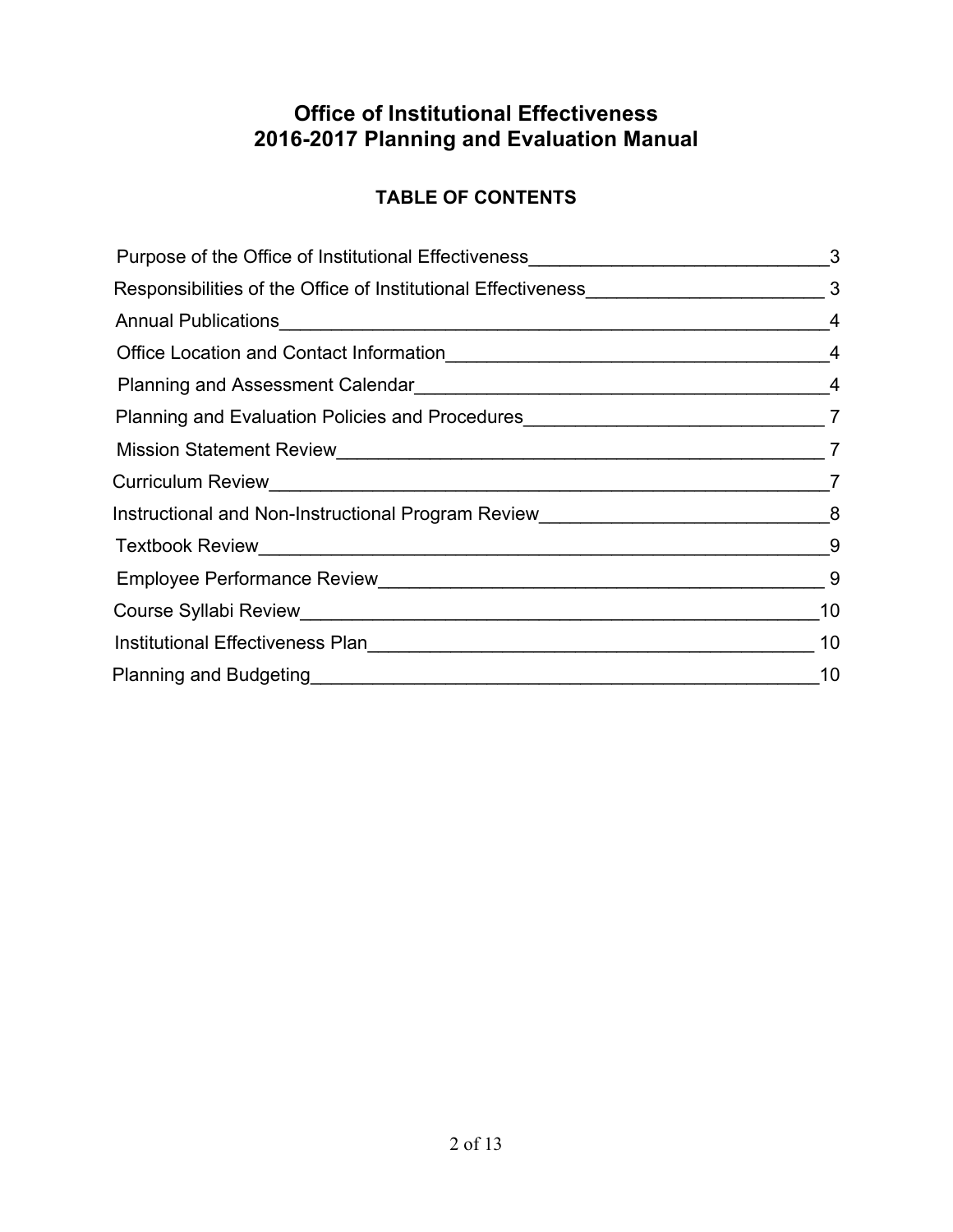# Office of Institutional Effectiveness
# 2016-2017 Planning and Evaluation Manual

## TABLE OF CONTENTS

| | |
|---|---|
| Purpose of the Office of Institutional Effectiveness | 3 |
| Responsibilities of the Office of Institutional Effectiveness | 3 |
| Annual Publications | 4 |
| Office Location and Contact Information | 4 |
| Planning and Assessment Calendar | 4 |
| Planning and Evaluation Policies and Procedures | 7 |
| Mission Statement Review | 7 |
| Curriculum Review | 7 |
| Instructional and Non-Instructional Program Review | 8 |
| Textbook Review | 9 |
| Employee Performance Review | 9 |
| Course Syllabi Review | 10 |
| Institutional Effectiveness Plan | 10 |
| Planning and Budgeting | 10 |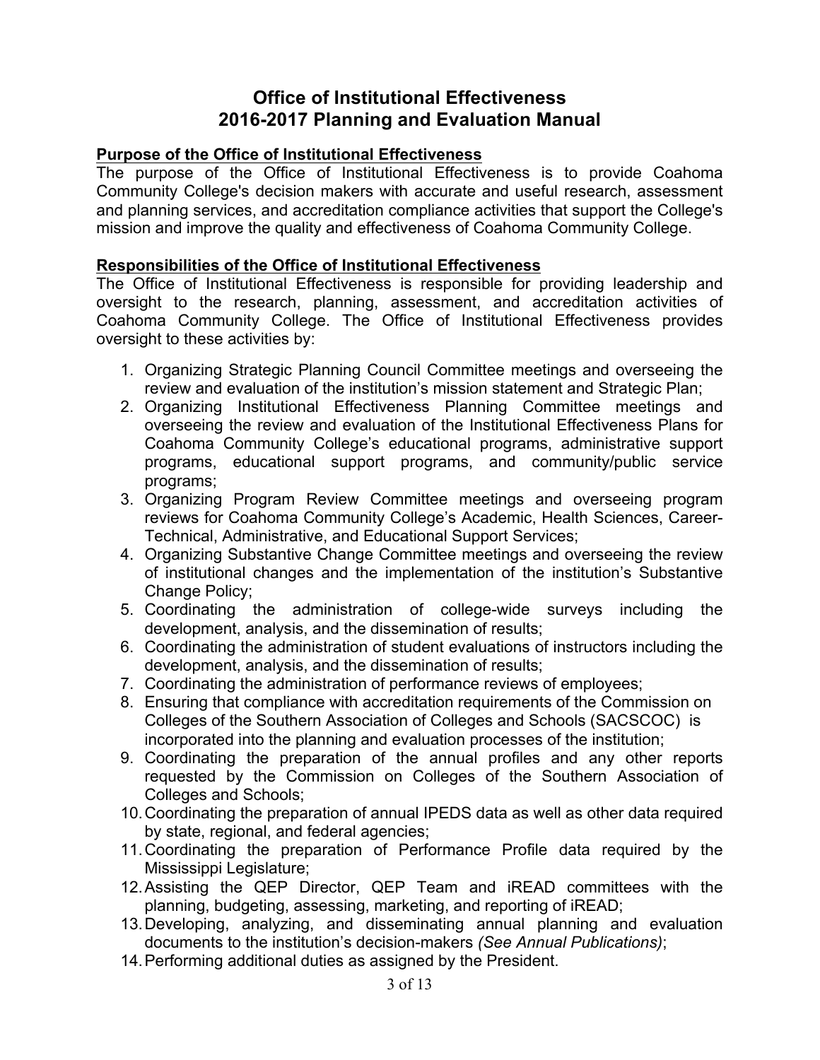# Office of Institutional Effectiveness
# 2016-2017 Planning and Evaluation Manual

**Purpose of the Office of Institutional Effectiveness**

The purpose of the Office of Institutional Effectiveness is to provide Coahoma Community College's decision makers with accurate and useful research, assessment and planning services, and accreditation compliance activities that support the College's mission and improve the quality and effectiveness of Coahoma Community College.

**Responsibilities of the Office of Institutional Effectiveness**

The Office of Institutional Effectiveness is responsible for providing leadership and oversight to the research, planning, assessment, and accreditation activities of Coahoma Community College. The Office of Institutional Effectiveness provides oversight to these activities by:

1. Organizing Strategic Planning Council Committee meetings and overseeing the review and evaluation of the institution's mission statement and Strategic Plan;
2. Organizing Institutional Effectiveness Planning Committee meetings and overseeing the review and evaluation of the Institutional Effectiveness Plans for Coahoma Community College's educational programs, administrative support programs, educational support programs, and community/public service programs;
3. Organizing Program Review Committee meetings and overseeing program reviews for Coahoma Community College's Academic, Health Sciences, Career-Technical, Administrative, and Educational Support Services;
4. Organizing Substantive Change Committee meetings and overseeing the review of institutional changes and the implementation of the institution's Substantive Change Policy;
5. Coordinating the administration of college-wide surveys including the development, analysis, and the dissemination of results;
6. Coordinating the administration of student evaluations of instructors including the development, analysis, and the dissemination of results;
7. Coordinating the administration of performance reviews of employees;
8. Ensuring that compliance with accreditation requirements of the Commission on Colleges of the Southern Association of Colleges and Schools (SACSCOC) is incorporated into the planning and evaluation processes of the institution;
9. Coordinating the preparation of the annual profiles and any other reports requested by the Commission on Colleges of the Southern Association of Colleges and Schools;
10. Coordinating the preparation of annual IPEDS data as well as other data required by state, regional, and federal agencies;
11. Coordinating the preparation of Performance Profile data required by the Mississippi Legislature;
12. Assisting the QEP Director, QEP Team and iREAD committees with the planning, budgeting, assessing, marketing, and reporting of iREAD;
13. Developing, analyzing, and disseminating annual planning and evaluation documents to the institution's decision-makers *(See Annual Publications)*;
14. Performing additional duties as assigned by the President.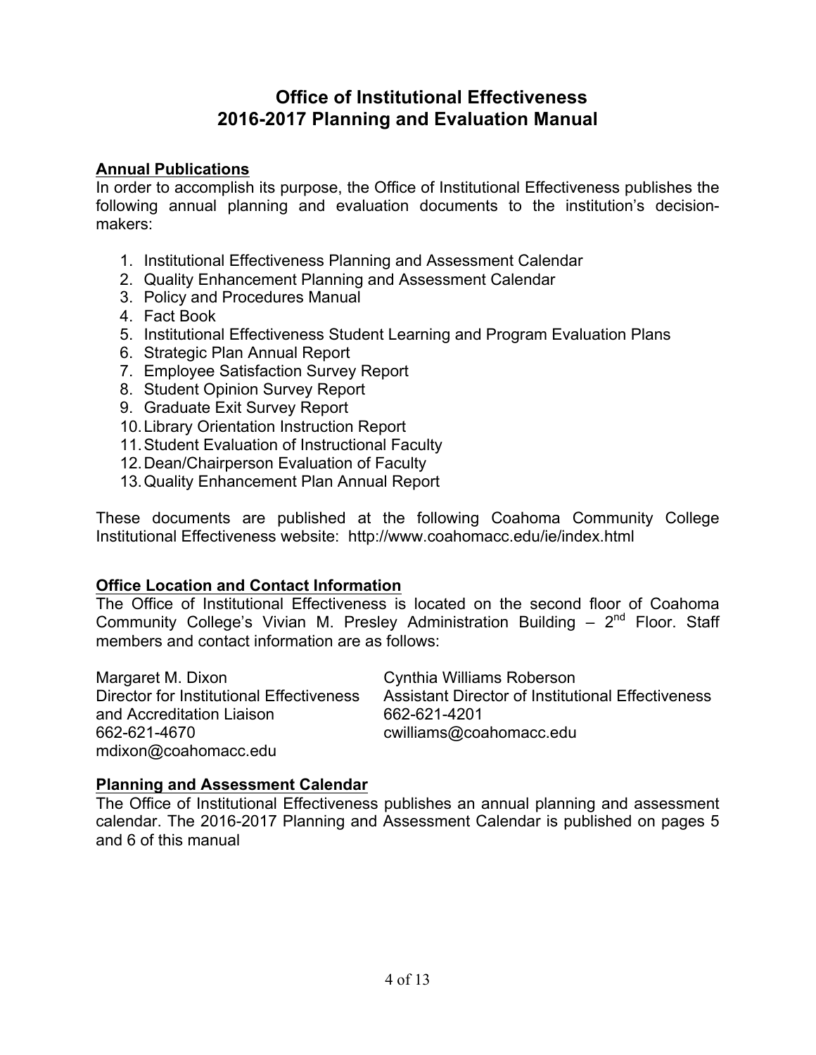# Office of Institutional Effectiveness
# 2016-2017 Planning and Evaluation Manual

## Annual Publications

In order to accomplish its purpose, the Office of Institutional Effectiveness publishes the following annual planning and evaluation documents to the institution's decision-makers:

1. Institutional Effectiveness Planning and Assessment Calendar
2. Quality Enhancement Planning and Assessment Calendar
3. Policy and Procedures Manual
4. Fact Book
5. Institutional Effectiveness Student Learning and Program Evaluation Plans
6. Strategic Plan Annual Report
7. Employee Satisfaction Survey Report
8. Student Opinion Survey Report
9. Graduate Exit Survey Report
10. Library Orientation Instruction Report
11. Student Evaluation of Instructional Faculty
12. Dean/Chairperson Evaluation of Faculty
13. Quality Enhancement Plan Annual Report

These documents are published at the following Coahoma Community College Institutional Effectiveness website: http://www.coahomacc.edu/ie/index.html

## Office Location and Contact Information

The Office of Institutional Effectiveness is located on the second floor of Coahoma Community College's Vivian M. Presley Administration Building – 2nd Floor. Staff members and contact information are as follows:

Margaret M. Dixon
Director for Institutional Effectiveness and Accreditation Liaison
662-621-4670
mdixon@coahomacc.edu

Cynthia Williams Roberson
Assistant Director of Institutional Effectiveness
662-621-4201
cwilliams@coahomacc.edu

## Planning and Assessment Calendar

The Office of Institutional Effectiveness publishes an annual planning and assessment calendar. The 2016-2017 Planning and Assessment Calendar is published on pages 5 and 6 of this manual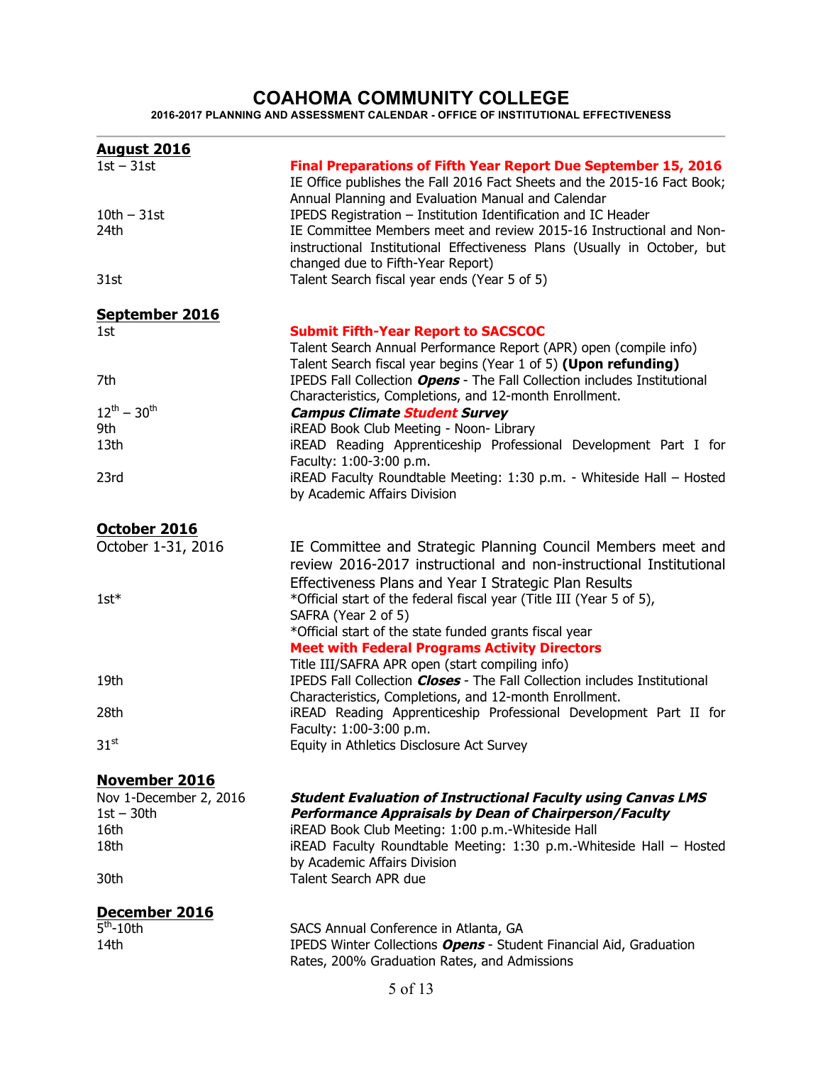# COAHOMA COMMUNITY COLLEGE

**2016-2017 PLANNING AND ASSESSMENT CALENDAR - OFFICE OF INSTITUTIONAL EFFECTIVENESS**

---

## August 2016

| | |
|---|---|
| 1st – 31st | **Final Preparations of Fifth Year Report Due September 15, 2016**<br>IE Office publishes the Fall 2016 Fact Sheets and the 2015-16 Fact Book; Annual Planning and Evaluation Manual and Calendar |
| 10th – 31st | IPEDS Registration – Institution Identification and IC Header |
| 24th | IE Committee Members meet and review 2015-16 Instructional and Non-instructional Institutional Effectiveness Plans (Usually in October, but changed due to Fifth-Year Report) |
| 31st | Talent Search fiscal year ends (Year 5 of 5) |

## September 2016

| | |
|---|---|
| 1st | **Submit Fifth-Year Report to SACSCOC**<br>Talent Search Annual Performance Report (APR) open (compile info)<br>Talent Search fiscal year begins (Year 1 of 5) **(Upon refunding)** |
| 7th | IPEDS Fall Collection ***Opens*** - The Fall Collection includes Institutional Characteristics, Completions, and 12-month Enrollment. |
| 12th – 30th | ***Campus Climate Student Survey*** |
| 9th | iREAD Book Club Meeting - Noon- Library |
| 13th | iREAD Reading Apprenticeship Professional Development Part I for Faculty: 1:00-3:00 p.m. |
| 23rd | iREAD Faculty Roundtable Meeting: 1:30 p.m. - Whiteside Hall – Hosted by Academic Affairs Division |

## October 2016

| | |
|---|---|
| October 1-31, 2016 | IE Committee and Strategic Planning Council Members meet and review 2016-2017 instructional and non-instructional Institutional Effectiveness Plans and Year I Strategic Plan Results |
| 1st* | *Official start of the federal fiscal year (Title III (Year 5 of 5), SAFRA (Year 2 of 5)<br>*Official start of the state funded grants fiscal year<br>**Meet with Federal Programs Activity Directors**<br>Title III/SAFRA APR open (start compiling info) |
| 19th | IPEDS Fall Collection ***Closes*** - The Fall Collection includes Institutional Characteristics, Completions, and 12-month Enrollment. |
| 28th | iREAD Reading Apprenticeship Professional Development Part II for Faculty: 1:00-3:00 p.m. |
| 31st | Equity in Athletics Disclosure Act Survey |

## November 2016

| | |
|---|---|
| Nov 1-December 2, 2016 | ***Student Evaluation of Instructional Faculty using Canvas LMS*** |
| 1st – 30th | ***Performance Appraisals by Dean of Chairperson/Faculty*** |
| 16th | iREAD Book Club Meeting: 1:00 p.m.-Whiteside Hall |
| 18th | iREAD Faculty Roundtable Meeting: 1:30 p.m.-Whiteside Hall – Hosted by Academic Affairs Division |
| 30th | Talent Search APR due |

## December 2016

| | |
|---|---|
| 5th-10th | SACS Annual Conference in Atlanta, GA |
| 14th | IPEDS Winter Collections ***Opens*** - Student Financial Aid, Graduation Rates, 200% Graduation Rates, and Admissions |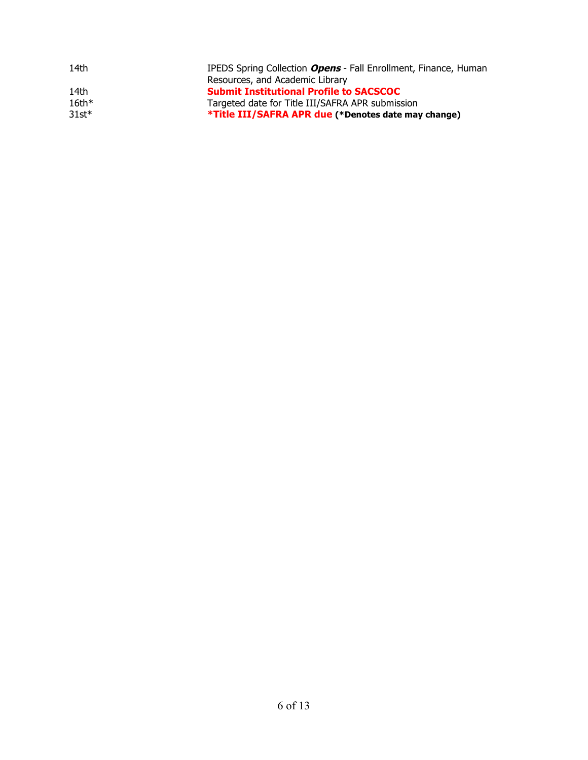| | |
|---|---|
| 14th | IPEDS Spring Collection ***Opens*** - Fall Enrollment, Finance, Human Resources, and Academic Library |
| 14th | **Submit Institutional Profile to SACSCOC** |
| 16th* | Targeted date for Title III/SAFRA APR submission |
| 31st* | ***Title III/SAFRA APR due** **(*Denotes date may change)** |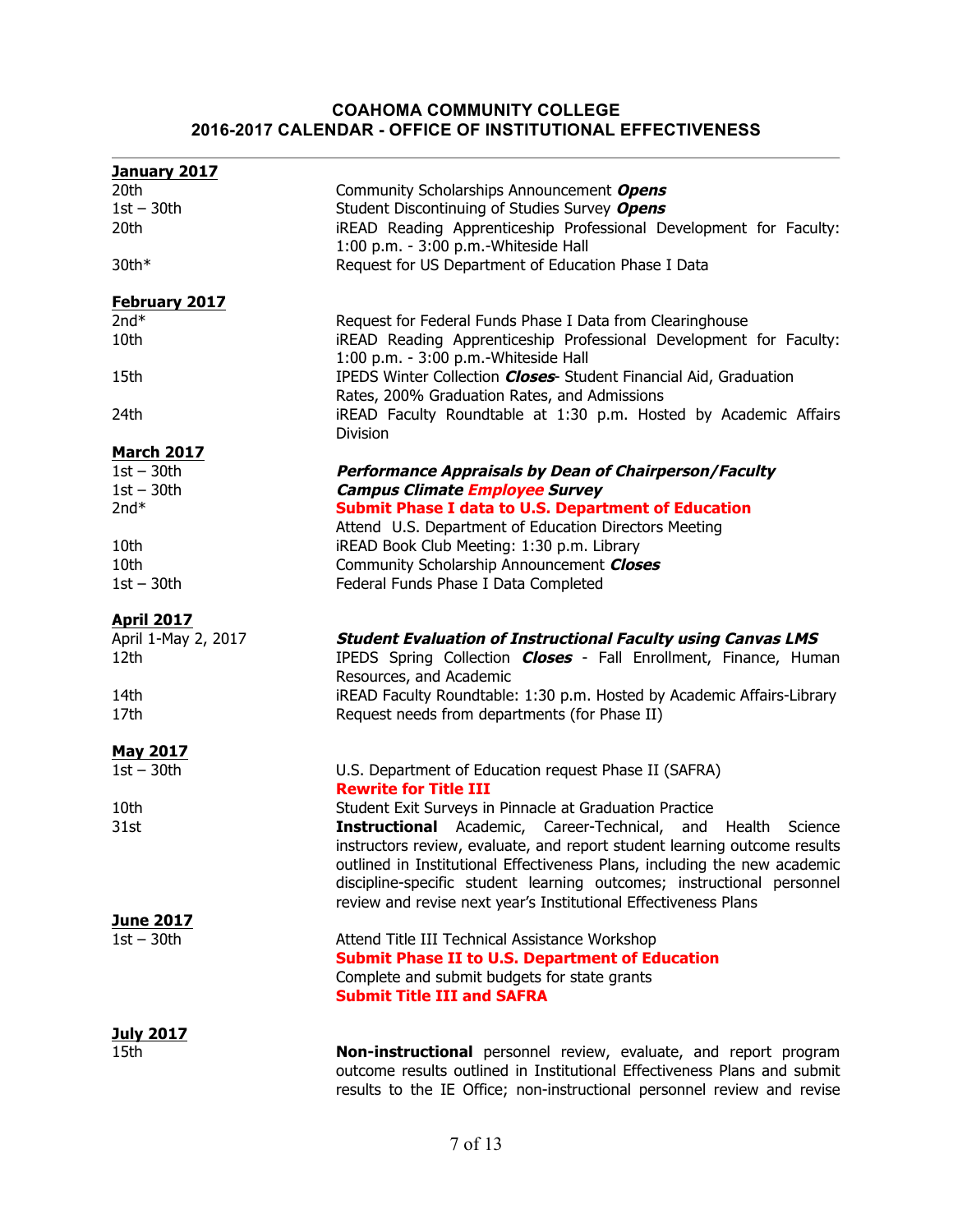**COAHOMA COMMUNITY COLLEGE**
**2016-2017 CALENDAR - OFFICE OF INSTITUTIONAL EFFECTIVENESS**

---

| **January 2017** | |
|---|---|
| 20th | Community Scholarships Announcement ***Opens*** |
| 1st – 30th | Student Discontinuing of Studies Survey ***Opens*** |
| 20th | iREAD Reading Apprenticeship Professional Development for Faculty: 1:00 p.m. - 3:00 p.m.-Whiteside Hall |
| 30th* | Request for US Department of Education Phase I Data |
| **February 2017** | |
| 2nd* | Request for Federal Funds Phase I Data from Clearinghouse |
| 10th | iREAD Reading Apprenticeship Professional Development for Faculty: 1:00 p.m. - 3:00 p.m.-Whiteside Hall |
| 15th | IPEDS Winter Collection ***Closes***- Student Financial Aid, Graduation Rates, 200% Graduation Rates, and Admissions |
| 24th | iREAD Faculty Roundtable at 1:30 p.m. Hosted by Academic Affairs Division |
| **March 2017** | |
| 1st – 30th | ***Performance Appraisals by Dean of Chairperson/Faculty*** |
| 1st – 30th | ***Campus Climate Employee Survey*** |
| 2nd* | **Submit Phase I data to U.S. Department of Education** |
| | Attend U.S. Department of Education Directors Meeting |
| 10th | iREAD Book Club Meeting: 1:30 p.m. Library |
| 10th | Community Scholarship Announcement ***Closes*** |
| 1st – 30th | Federal Funds Phase I Data Completed |
| **April 2017** | |
| April 1-May 2, 2017 | ***Student Evaluation of Instructional Faculty using Canvas LMS*** |
| 12th | IPEDS Spring Collection ***Closes*** - Fall Enrollment, Finance, Human Resources, and Academic |
| 14th | iREAD Faculty Roundtable: 1:30 p.m. Hosted by Academic Affairs-Library |
| 17th | Request needs from departments (for Phase II) |
| **May 2017** | |
| 1st – 30th | U.S. Department of Education request Phase II (SAFRA) |
| | **Rewrite for Title III** |
| 10th | Student Exit Surveys in Pinnacle at Graduation Practice |
| 31st | **Instructional** Academic, Career-Technical, and Health Science instructors review, evaluate, and report student learning outcome results outlined in Institutional Effectiveness Plans, including the new academic discipline-specific student learning outcomes; instructional personnel review and revise next year's Institutional Effectiveness Plans |
| **June 2017** | |
| 1st – 30th | Attend Title III Technical Assistance Workshop |
| | **Submit Phase II to U.S. Department of Education** |
| | Complete and submit budgets for state grants |
| | **Submit Title III and SAFRA** |
| **July 2017** | |
| 15th | **Non-instructional** personnel review, evaluate, and report program outcome results outlined in Institutional Effectiveness Plans and submit results to the IE Office; non-instructional personnel review and revise |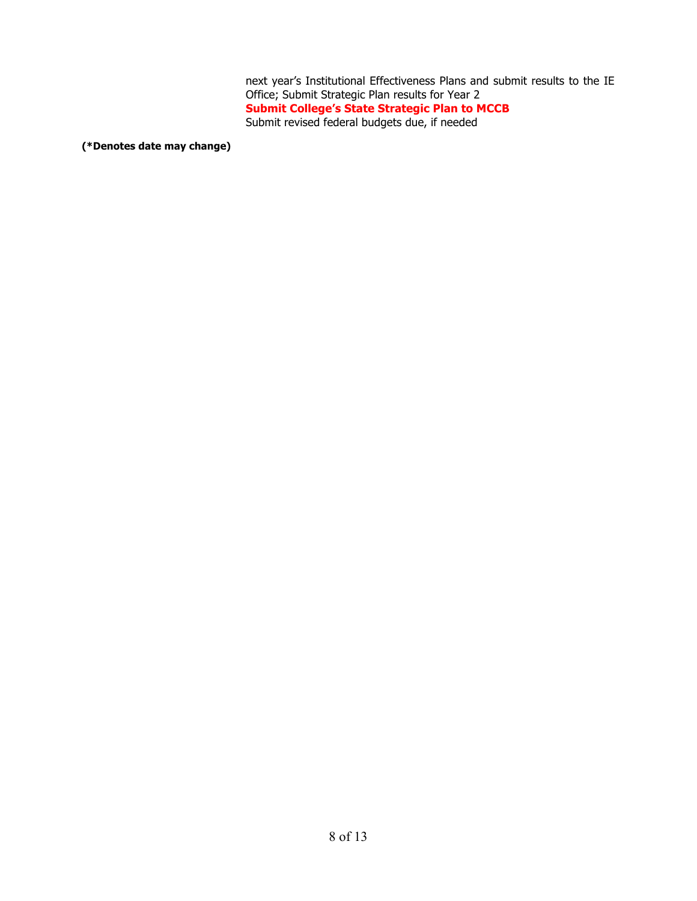next year's Institutional Effectiveness Plans and submit results to the IE Office; Submit Strategic Plan results for Year 2

**Submit College's State Strategic Plan to MCCB**

Submit revised federal budgets due, if needed

**(*Denotes date may change)**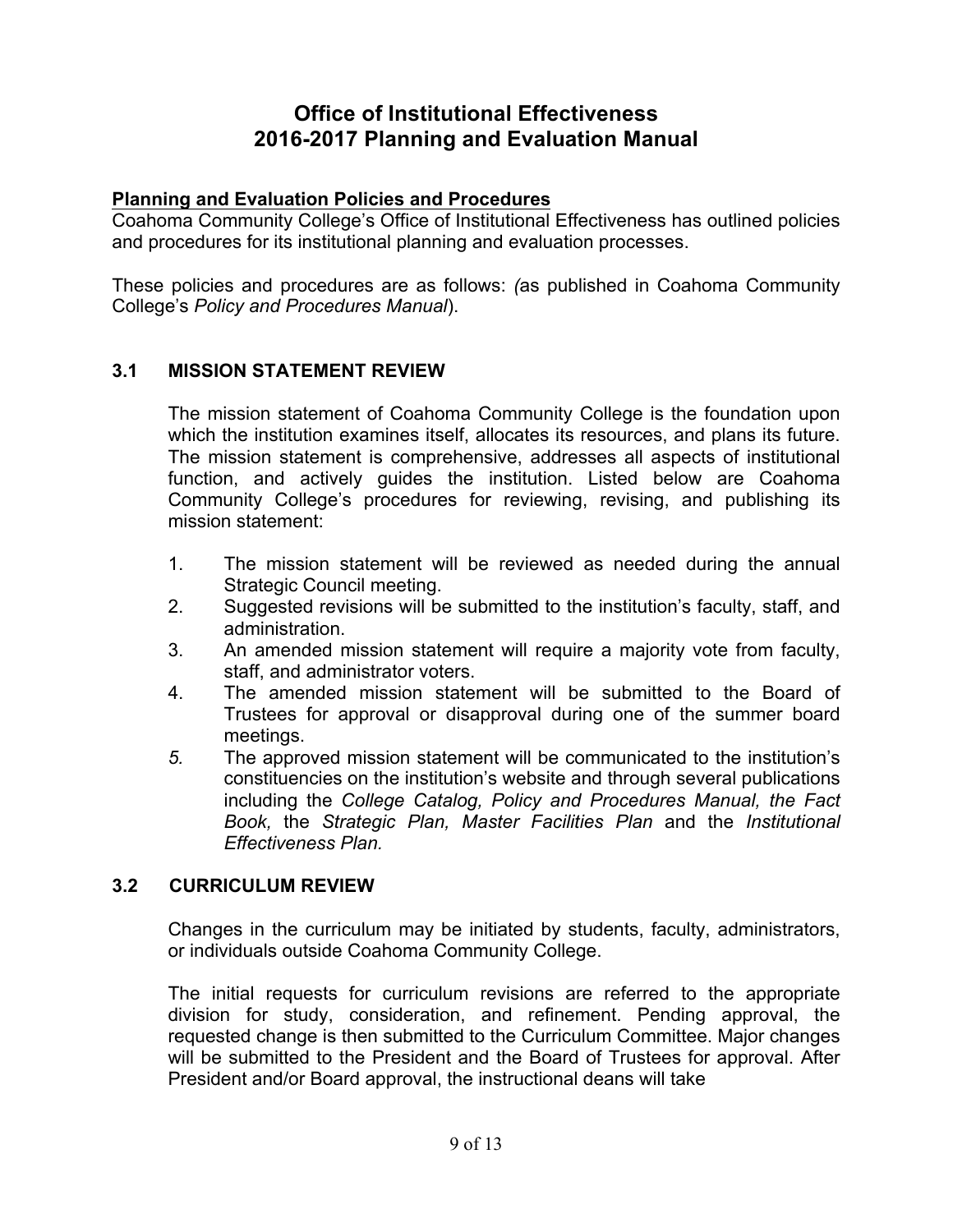# Office of Institutional Effectiveness
# 2016-2017 Planning and Evaluation Manual

**Planning and Evaluation Policies and Procedures**

Coahoma Community College's Office of Institutional Effectiveness has outlined policies and procedures for its institutional planning and evaluation processes.

These policies and procedures are as follows: *(*as published in Coahoma Community College's *Policy and Procedures Manual*).

## 3.1 MISSION STATEMENT REVIEW

The mission statement of Coahoma Community College is the foundation upon which the institution examines itself, allocates its resources, and plans its future. The mission statement is comprehensive, addresses all aspects of institutional function, and actively guides the institution. Listed below are Coahoma Community College's procedures for reviewing, revising, and publishing its mission statement:

1. The mission statement will be reviewed as needed during the annual Strategic Council meeting.
2. Suggested revisions will be submitted to the institution's faculty, staff, and administration.
3. An amended mission statement will require a majority vote from faculty, staff, and administrator voters.
4. The amended mission statement will be submitted to the Board of Trustees for approval or disapproval during one of the summer board meetings.
5. The approved mission statement will be communicated to the institution's constituencies on the institution's website and through several publications including the *College Catalog, Policy and Procedures Manual, the Fact Book,* the *Strategic Plan, Master Facilities Plan* and the *Institutional Effectiveness Plan.*

## 3.2 CURRICULUM REVIEW

Changes in the curriculum may be initiated by students, faculty, administrators, or individuals outside Coahoma Community College.

The initial requests for curriculum revisions are referred to the appropriate division for study, consideration, and refinement. Pending approval, the requested change is then submitted to the Curriculum Committee. Major changes will be submitted to the President and the Board of Trustees for approval. After President and/or Board approval, the instructional deans will take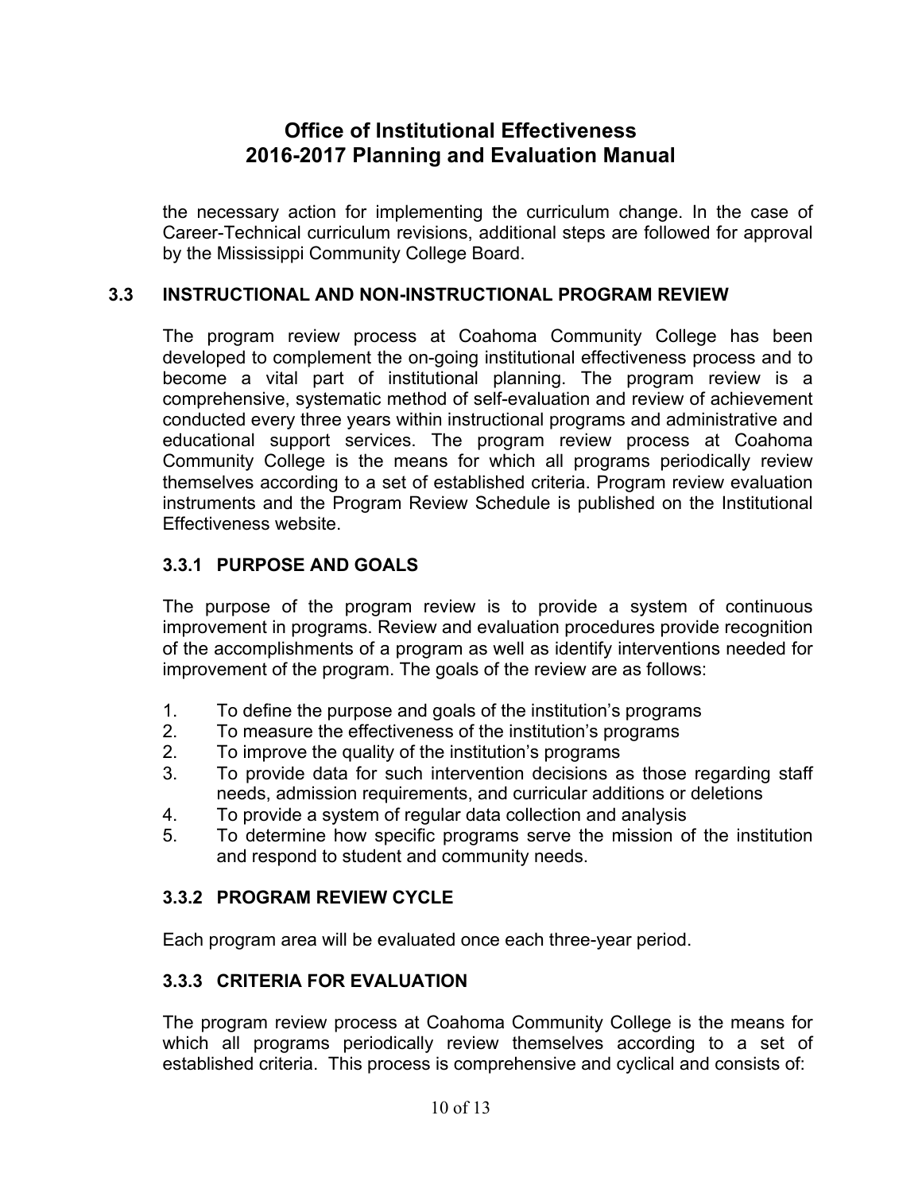the necessary action for implementing the curriculum change. In the case of Career-Technical curriculum revisions, additional steps are followed for approval by the Mississippi Community College Board.

## 3.3 INSTRUCTIONAL AND NON-INSTRUCTIONAL PROGRAM REVIEW

The program review process at Coahoma Community College has been developed to complement the on-going institutional effectiveness process and to become a vital part of institutional planning. The program review is a comprehensive, systematic method of self-evaluation and review of achievement conducted every three years within instructional programs and administrative and educational support services. The program review process at Coahoma Community College is the means for which all programs periodically review themselves according to a set of established criteria. Program review evaluation instruments and the Program Review Schedule is published on the Institutional Effectiveness website.

### 3.3.1 PURPOSE AND GOALS

The purpose of the program review is to provide a system of continuous improvement in programs. Review and evaluation procedures provide recognition of the accomplishments of a program as well as identify interventions needed for improvement of the program. The goals of the review are as follows:

1. To define the purpose and goals of the institution's programs
2. To measure the effectiveness of the institution's programs
2. To improve the quality of the institution's programs
3. To provide data for such intervention decisions as those regarding staff needs, admission requirements, and curricular additions or deletions
4. To provide a system of regular data collection and analysis
5. To determine how specific programs serve the mission of the institution and respond to student and community needs.

### 3.3.2 PROGRAM REVIEW CYCLE

Each program area will be evaluated once each three-year period.

### 3.3.3 CRITERIA FOR EVALUATION

The program review process at Coahoma Community College is the means for which all programs periodically review themselves according to a set of established criteria. This process is comprehensive and cyclical and consists of: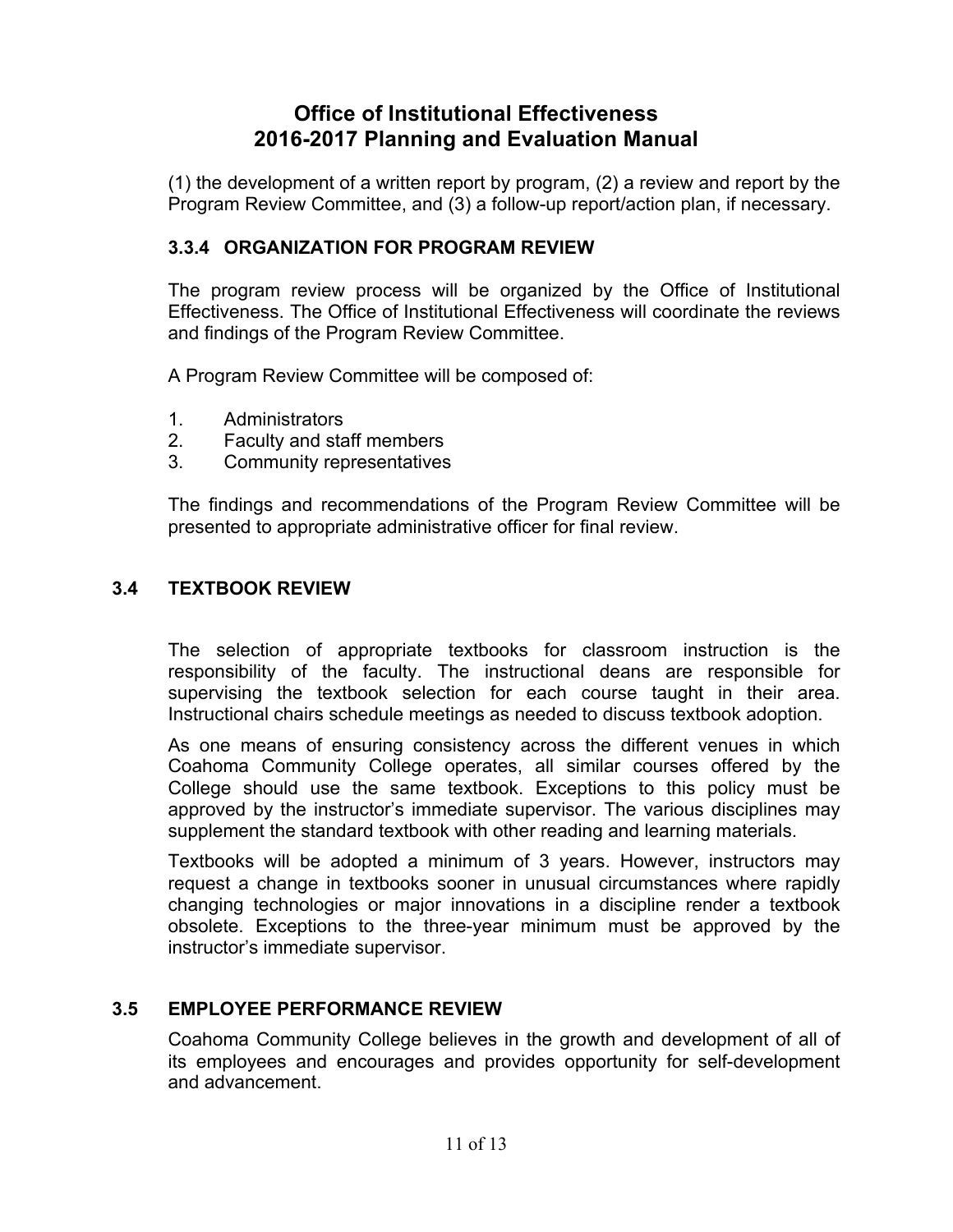(1) the development of a written report by program, (2) a review and report by the Program Review Committee, and (3) a follow-up report/action plan, if necessary.

### 3.3.4 ORGANIZATION FOR PROGRAM REVIEW

The program review process will be organized by the Office of Institutional Effectiveness. The Office of Institutional Effectiveness will coordinate the reviews and findings of the Program Review Committee.

A Program Review Committee will be composed of:

1. Administrators
2. Faculty and staff members
3. Community representatives

The findings and recommendations of the Program Review Committee will be presented to appropriate administrative officer for final review.

## 3.4 TEXTBOOK REVIEW

The selection of appropriate textbooks for classroom instruction is the responsibility of the faculty. The instructional deans are responsible for supervising the textbook selection for each course taught in their area. Instructional chairs schedule meetings as needed to discuss textbook adoption.

As one means of ensuring consistency across the different venues in which Coahoma Community College operates, all similar courses offered by the College should use the same textbook. Exceptions to this policy must be approved by the instructor's immediate supervisor. The various disciplines may supplement the standard textbook with other reading and learning materials.

Textbooks will be adopted a minimum of 3 years. However, instructors may request a change in textbooks sooner in unusual circumstances where rapidly changing technologies or major innovations in a discipline render a textbook obsolete. Exceptions to the three-year minimum must be approved by the instructor's immediate supervisor.

## 3.5 EMPLOYEE PERFORMANCE REVIEW

Coahoma Community College believes in the growth and development of all of its employees and encourages and provides opportunity for self-development and advancement.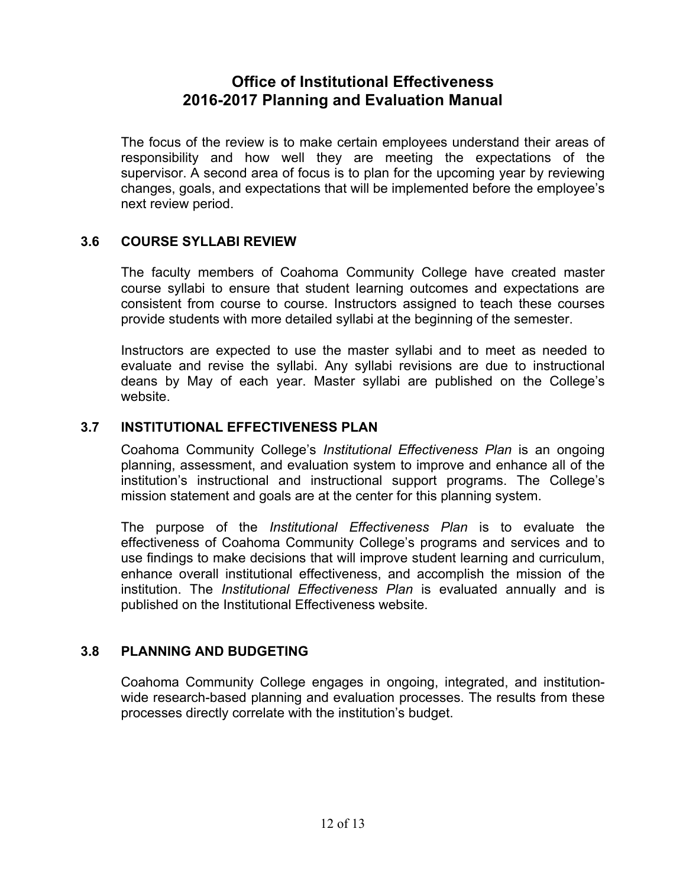The focus of the review is to make certain employees understand their areas of responsibility and how well they are meeting the expectations of the supervisor. A second area of focus is to plan for the upcoming year by reviewing changes, goals, and expectations that will be implemented before the employee's next review period.

## 3.6 COURSE SYLLABI REVIEW

The faculty members of Coahoma Community College have created master course syllabi to ensure that student learning outcomes and expectations are consistent from course to course. Instructors assigned to teach these courses provide students with more detailed syllabi at the beginning of the semester.

Instructors are expected to use the master syllabi and to meet as needed to evaluate and revise the syllabi. Any syllabi revisions are due to instructional deans by May of each year. Master syllabi are published on the College's website.

## 3.7 INSTITUTIONAL EFFECTIVENESS PLAN

Coahoma Community College's *Institutional Effectiveness Plan* is an ongoing planning, assessment, and evaluation system to improve and enhance all of the institution's instructional and instructional support programs. The College's mission statement and goals are at the center for this planning system.

The purpose of the *Institutional Effectiveness Plan* is to evaluate the effectiveness of Coahoma Community College's programs and services and to use findings to make decisions that will improve student learning and curriculum, enhance overall institutional effectiveness, and accomplish the mission of the institution. The *Institutional Effectiveness Plan* is evaluated annually and is published on the Institutional Effectiveness website.

## 3.8 PLANNING AND BUDGETING

Coahoma Community College engages in ongoing, integrated, and institution-wide research-based planning and evaluation processes. The results from these processes directly correlate with the institution's budget.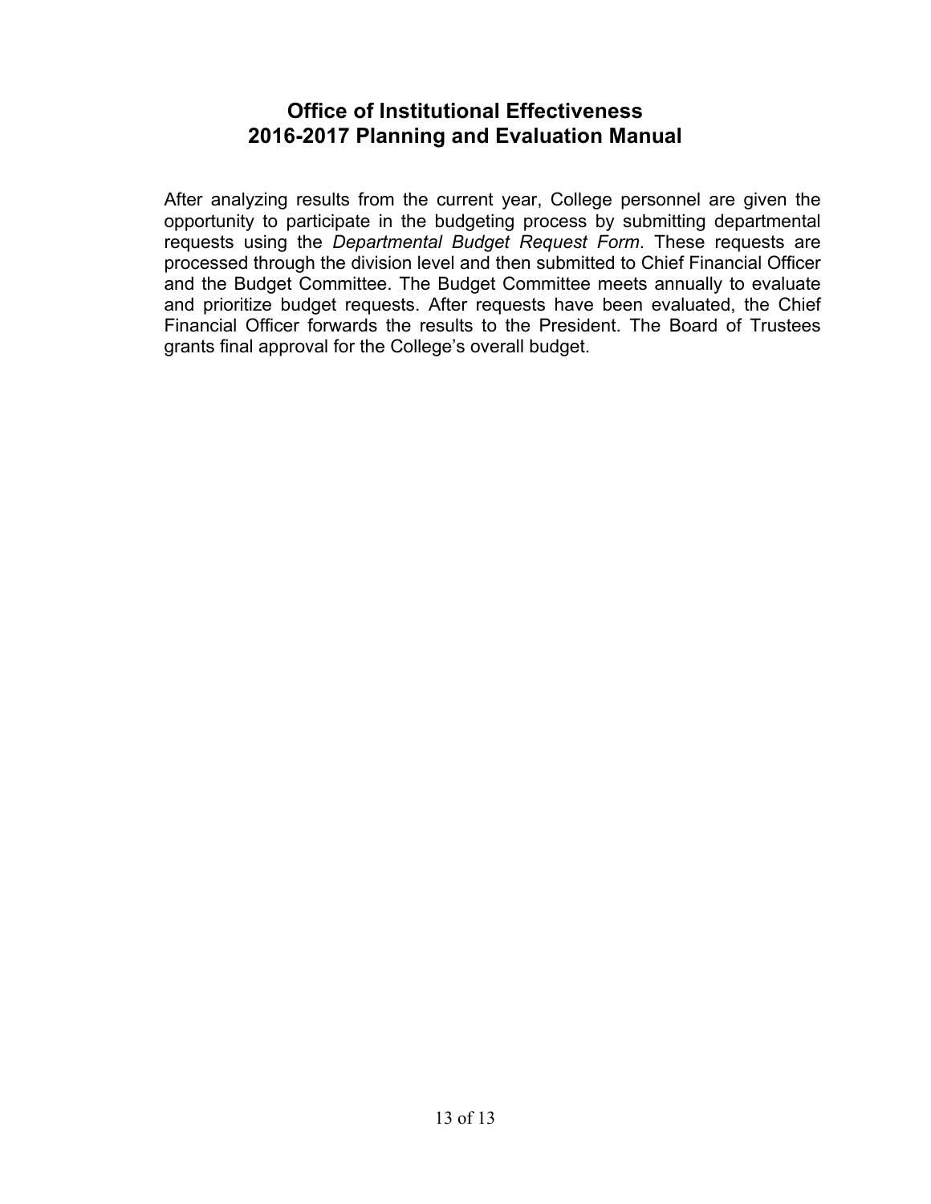After analyzing results from the current year, College personnel are given the opportunity to participate in the budgeting process by submitting departmental requests using the *Departmental Budget Request Form*. These requests are processed through the division level and then submitted to Chief Financial Officer and the Budget Committee. The Budget Committee meets annually to evaluate and prioritize budget requests. After requests have been evaluated, the Chief Financial Officer forwards the results to the President. The Board of Trustees grants final approval for the College's overall budget.